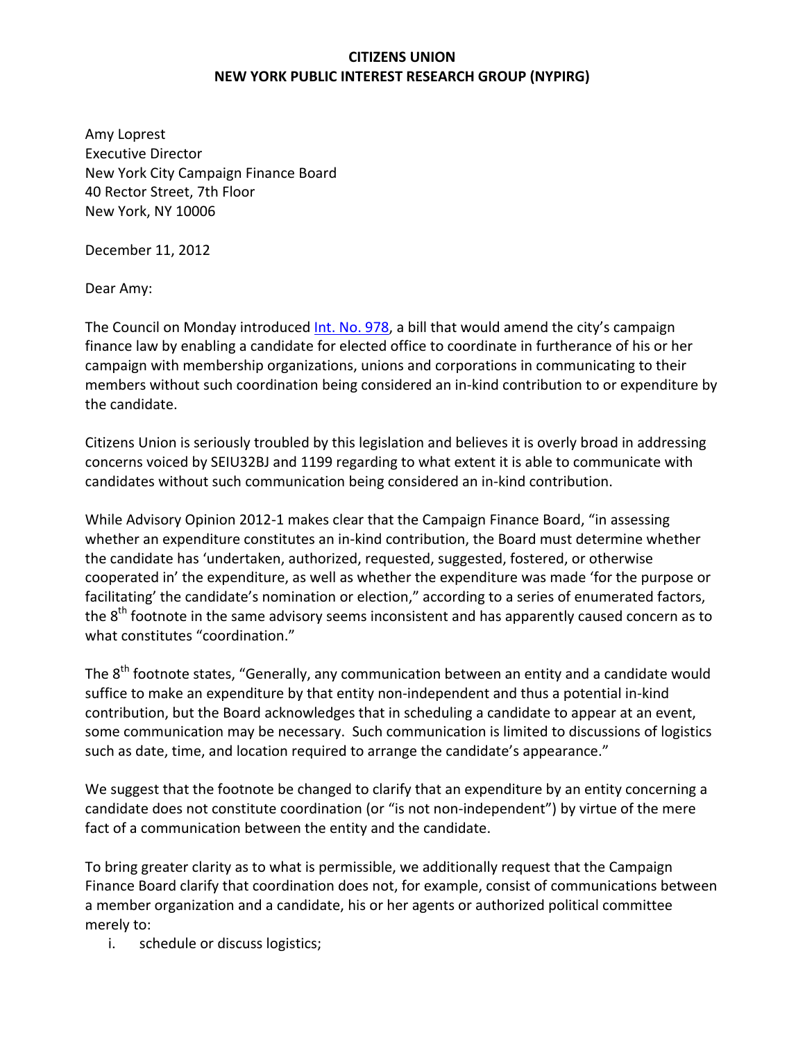**CITIZENS UNION**
**NEW YORK PUBLIC INTEREST RESEARCH GROUP (NYPIRG)**

Amy Loprest
Executive Director
New York City Campaign Finance Board
40 Rector Street, 7th Floor
New York, NY 10006

December 11, 2012

Dear Amy:

The Council on Monday introduced Int. No. 978, a bill that would amend the city's campaign finance law by enabling a candidate for elected office to coordinate in furtherance of his or her campaign with membership organizations, unions and corporations in communicating to their members without such coordination being considered an in-kind contribution to or expenditure by the candidate.

Citizens Union is seriously troubled by this legislation and believes it is overly broad in addressing concerns voiced by SEIU32BJ and 1199 regarding to what extent it is able to communicate with candidates without such communication being considered an in-kind contribution.

While Advisory Opinion 2012-1 makes clear that the Campaign Finance Board, "in assessing whether an expenditure constitutes an in-kind contribution, the Board must determine whether the candidate has 'undertaken, authorized, requested, suggested, fostered, or otherwise cooperated in' the expenditure, as well as whether the expenditure was made 'for the purpose or facilitating' the candidate's nomination or election," according to a series of enumerated factors, the 8th footnote in the same advisory seems inconsistent and has apparently caused concern as to what constitutes "coordination."

The 8th footnote states, "Generally, any communication between an entity and a candidate would suffice to make an expenditure by that entity non-independent and thus a potential in-kind contribution, but the Board acknowledges that in scheduling a candidate to appear at an event, some communication may be necessary. Such communication is limited to discussions of logistics such as date, time, and location required to arrange the candidate's appearance."

We suggest that the footnote be changed to clarify that an expenditure by an entity concerning a candidate does not constitute coordination (or "is not non-independent") by virtue of the mere fact of a communication between the entity and the candidate.

To bring greater clarity as to what is permissible, we additionally request that the Campaign Finance Board clarify that coordination does not, for example, consist of communications between a member organization and a candidate, his or her agents or authorized political committee merely to:

i. schedule or discuss logistics;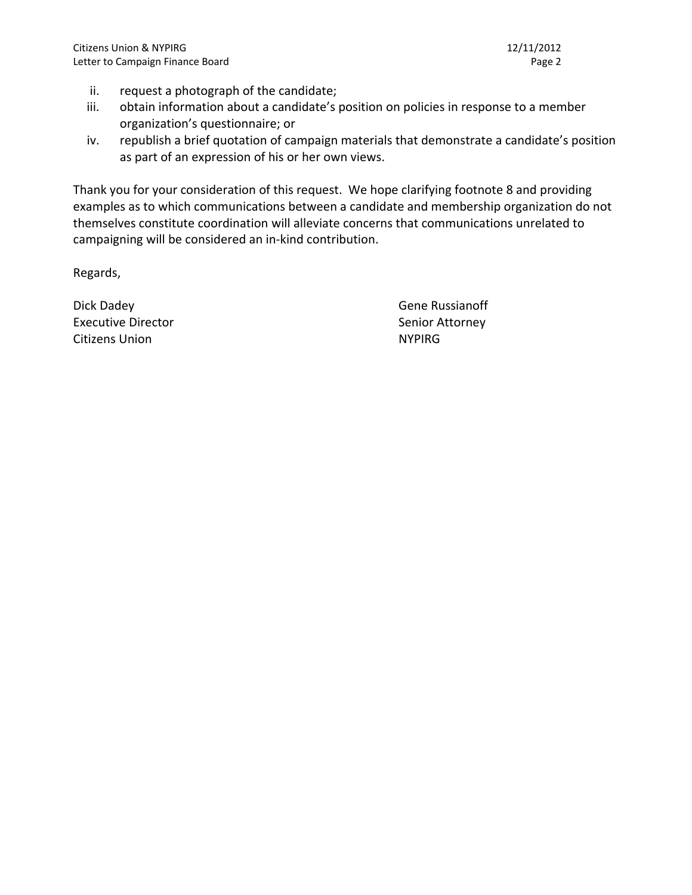ii. request a photograph of the candidate;
iii. obtain information about a candidate's position on policies in response to a member organization's questionnaire; or
iv. republish a brief quotation of campaign materials that demonstrate a candidate's position as part of an expression of his or her own views.

Thank you for your consideration of this request. We hope clarifying footnote 8 and providing examples as to which communications between a candidate and membership organization do not themselves constitute coordination will alleviate concerns that communications unrelated to campaigning will be considered an in-kind contribution.

Regards,

Dick Dadey
Executive Director
Citizens Union

Gene Russianoff
Senior Attorney
NYPIRG